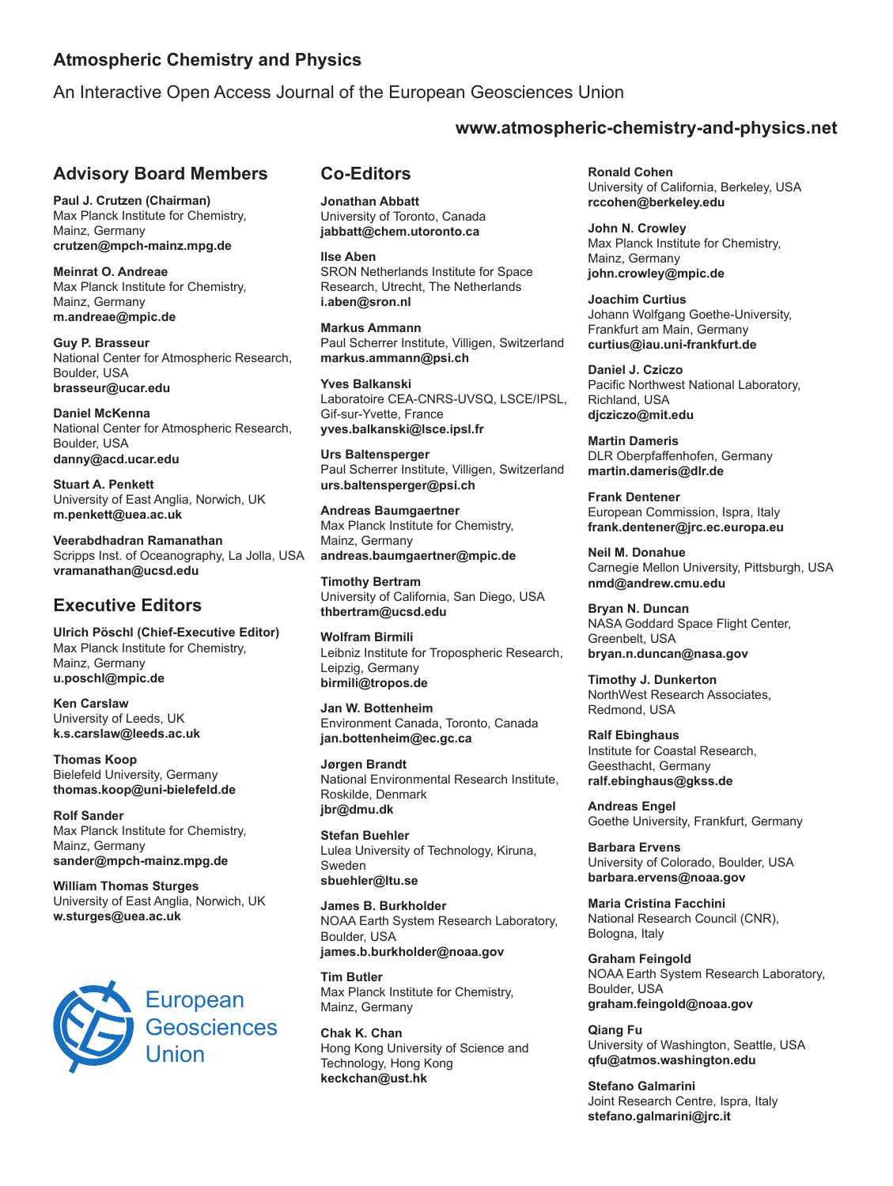# Atmospheric Chemistry and Physics

An Interactive Open Access Journal of the European Geosciences Union

**www.atmospheric-chemistry-and-physics.net**

## Advisory Board Members

**Paul J. Crutzen (Chairman)**
Max Planck Institute for Chemistry, Mainz, Germany
**crutzen@mpch-mainz.mpg.de**

**Meinrat O. Andreae**
Max Planck Institute for Chemistry, Mainz, Germany
**m.andreae@mpic.de**

**Guy P. Brasseur**
National Center for Atmospheric Research, Boulder, USA
**brasseur@ucar.edu**

**Daniel McKenna**
National Center for Atmospheric Research, Boulder, USA
**danny@acd.ucar.edu**

**Stuart A. Penkett**
University of East Anglia, Norwich, UK
**m.penkett@uea.ac.uk**

**Veerabdhadran Ramanathan**
Scripps Inst. of Oceanography, La Jolla, USA
**vramanathan@ucsd.edu**

## Executive Editors

**Ulrich Pöschl (Chief-Executive Editor)**
Max Planck Institute for Chemistry, Mainz, Germany
**u.poschl@mpic.de**

**Ken Carslaw**
University of Leeds, UK
**k.s.carslaw@leeds.ac.uk**

**Thomas Koop**
Bielefeld University, Germany
**thomas.koop@uni-bielefeld.de**

**Rolf Sander**
Max Planck Institute for Chemistry, Mainz, Germany
**sander@mpch-mainz.mpg.de**

**William Thomas Sturges**
University of East Anglia, Norwich, UK
**w.sturges@uea.ac.uk**

European Geosciences Union

## Co-Editors

**Jonathan Abbatt**
University of Toronto, Canada
**jabbatt@chem.utoronto.ca**

**Ilse Aben**
SRON Netherlands Institute for Space Research, Utrecht, The Netherlands
**i.aben@sron.nl**

**Markus Ammann**
Paul Scherrer Institute, Villigen, Switzerland
**markus.ammann@psi.ch**

**Yves Balkanski**
Laboratoire CEA-CNRS-UVSQ, LSCE/IPSL, Gif-sur-Yvette, France
**yves.balkanski@lsce.ipsl.fr**

**Urs Baltensperger**
Paul Scherrer Institute, Villigen, Switzerland
**urs.baltensperger@psi.ch**

**Andreas Baumgaertner**
Max Planck Institute for Chemistry, Mainz, Germany
**andreas.baumgaertner@mpic.de**

**Timothy Bertram**
University of California, San Diego, USA
**thbertram@ucsd.edu**

**Wolfram Birmili**
Leibniz Institute for Tropospheric Research, Leipzig, Germany
**birmili@tropos.de**

**Jan W. Bottenheim**
Environment Canada, Toronto, Canada
**jan.bottenheim@ec.gc.ca**

**Jørgen Brandt**
National Environmental Research Institute, Roskilde, Denmark
**jbr@dmu.dk**

**Stefan Buehler**
Lulea University of Technology, Kiruna, Sweden
**sbuehler@ltu.se**

**James B. Burkholder**
NOAA Earth System Research Laboratory, Boulder, USA
**james.b.burkholder@noaa.gov**

**Tim Butler**
Max Planck Institute for Chemistry, Mainz, Germany

**Chak K. Chan**
Hong Kong University of Science and Technology, Hong Kong
**keckchan@ust.hk**

**Ronald Cohen**
University of California, Berkeley, USA
**rccohen@berkeley.edu**

**John N. Crowley**
Max Planck Institute for Chemistry, Mainz, Germany
**john.crowley@mpic.de**

**Joachim Curtius**
Johann Wolfgang Goethe-University, Frankfurt am Main, Germany
**curtius@iau.uni-frankfurt.de**

**Daniel J. Cziczo**
Pacific Northwest National Laboratory, Richland, USA
**djcziczo@mit.edu**

**Martin Dameris**
DLR Oberpfaffenhofen, Germany
**martin.dameris@dlr.de**

**Frank Dentener**
European Commission, Ispra, Italy
**frank.dentener@jrc.ec.europa.eu**

**Neil M. Donahue**
Carnegie Mellon University, Pittsburgh, USA
**nmd@andrew.cmu.edu**

**Bryan N. Duncan**
NASA Goddard Space Flight Center, Greenbelt, USA
**bryan.n.duncan@nasa.gov**

**Timothy J. Dunkerton**
NorthWest Research Associates, Redmond, USA

**Ralf Ebinghaus**
Institute for Coastal Research, Geesthacht, Germany
**ralf.ebinghaus@gkss.de**

**Andreas Engel**
Goethe University, Frankfurt, Germany

**Barbara Ervens**
University of Colorado, Boulder, USA
**barbara.ervens@noaa.gov**

**Maria Cristina Facchini**
National Research Council (CNR), Bologna, Italy

**Graham Feingold**
NOAA Earth System Research Laboratory, Boulder, USA
**graham.feingold@noaa.gov**

**Qiang Fu**
University of Washington, Seattle, USA
**qfu@atmos.washington.edu**

**Stefano Galmarini**
Joint Research Centre, Ispra, Italy
**stefano.galmarini@jrc.it**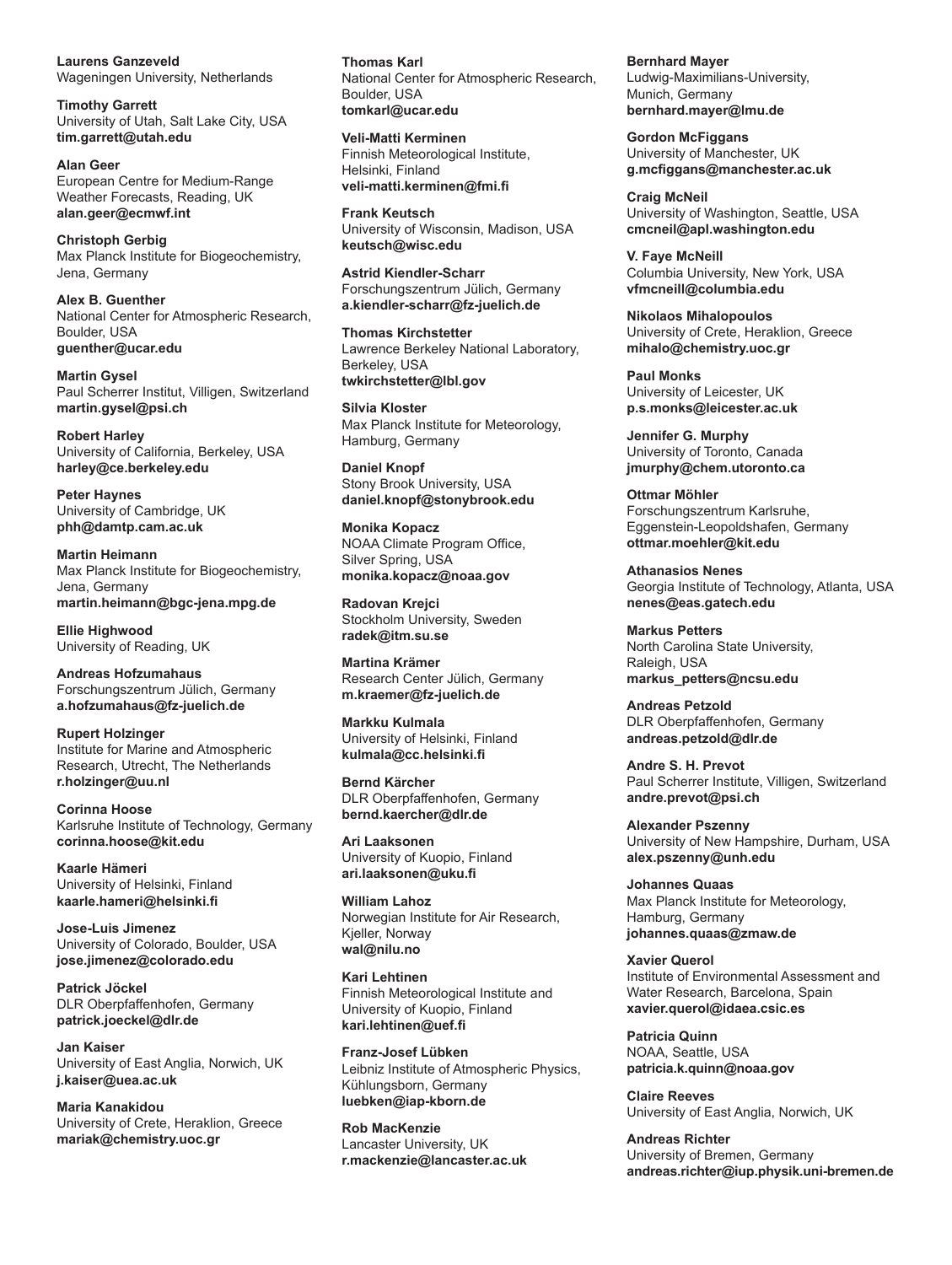**Laurens Ganzeveld**
Wageningen University, Netherlands

**Timothy Garrett**
University of Utah, Salt Lake City, USA
**tim.garrett@utah.edu**

**Alan Geer**
European Centre for Medium-Range Weather Forecasts, Reading, UK
**alan.geer@ecmwf.int**

**Christoph Gerbig**
Max Planck Institute for Biogeochemistry, Jena, Germany

**Alex B. Guenther**
National Center for Atmospheric Research, Boulder, USA
**guenther@ucar.edu**

**Martin Gysel**
Paul Scherrer Institut, Villigen, Switzerland
**martin.gysel@psi.ch**

**Robert Harley**
University of California, Berkeley, USA
**harley@ce.berkeley.edu**

**Peter Haynes**
University of Cambridge, UK
**phh@damtp.cam.ac.uk**

**Martin Heimann**
Max Planck Institute for Biogeochemistry, Jena, Germany
**martin.heimann@bgc-jena.mpg.de**

**Ellie Highwood**
University of Reading, UK

**Andreas Hofzumahaus**
Forschungszentrum Jülich, Germany
**a.hofzumahaus@fz-juelich.de**

**Rupert Holzinger**
Institute for Marine and Atmospheric Research, Utrecht, The Netherlands
**r.holzinger@uu.nl**

**Corinna Hoose**
Karlsruhe Institute of Technology, Germany
**corinna.hoose@kit.edu**

**Kaarle Hämeri**
University of Helsinki, Finland
**kaarle.hameri@helsinki.fi**

**Jose-Luis Jimenez**
University of Colorado, Boulder, USA
**jose.jimenez@colorado.edu**

**Patrick Jöckel**
DLR Oberpfaffenhofen, Germany
**patrick.joeckel@dlr.de**

**Jan Kaiser**
University of East Anglia, Norwich, UK
**j.kaiser@uea.ac.uk**

**Maria Kanakidou**
University of Crete, Heraklion, Greece
**mariak@chemistry.uoc.gr**

**Thomas Karl**
National Center for Atmospheric Research, Boulder, USA
**tomkarl@ucar.edu**

**Veli-Matti Kerminen**
Finnish Meteorological Institute, Helsinki, Finland
**veli-matti.kerminen@fmi.fi**

**Frank Keutsch**
University of Wisconsin, Madison, USA
**keutsch@wisc.edu**

**Astrid Kiendler-Scharr**
Forschungszentrum Jülich, Germany
**a.kiendler-scharr@fz-juelich.de**

**Thomas Kirchstetter**
Lawrence Berkeley National Laboratory, Berkeley, USA
**twkirchstetter@lbl.gov**

**Silvia Kloster**
Max Planck Institute for Meteorology, Hamburg, Germany

**Daniel Knopf**
Stony Brook University, USA
**daniel.knopf@stonybrook.edu**

**Monika Kopacz**
NOAA Climate Program Office, Silver Spring, USA
**monika.kopacz@noaa.gov**

**Radovan Krejci**
Stockholm University, Sweden
**radek@itm.su.se**

**Martina Krämer**
Research Center Jülich, Germany
**m.kraemer@fz-juelich.de**

**Markku Kulmala**
University of Helsinki, Finland
**kulmala@cc.helsinki.fi**

**Bernd Kärcher**
DLR Oberpfaffenhofen, Germany
**bernd.kaercher@dlr.de**

**Ari Laaksonen**
University of Kuopio, Finland
**ari.laaksonen@uku.fi**

**William Lahoz**
Norwegian Institute for Air Research, Kjeller, Norway
**wal@nilu.no**

**Kari Lehtinen**
Finnish Meteorological Institute and University of Kuopio, Finland
**kari.lehtinen@uef.fi**

**Franz-Josef Lübken**
Leibniz Institute of Atmospheric Physics, Kühlungsborn, Germany
**luebken@iap-kborn.de**

**Rob MacKenzie**
Lancaster University, UK
**r.mackenzie@lancaster.ac.uk**

**Bernhard Mayer**
Ludwig-Maximilians-University, Munich, Germany
**bernhard.mayer@lmu.de**

**Gordon McFiggans**
University of Manchester, UK
**g.mcfiggans@manchester.ac.uk**

**Craig McNeil**
University of Washington, Seattle, USA
**cmcneil@apl.washington.edu**

**V. Faye McNeill**
Columbia University, New York, USA
**vfmcneill@columbia.edu**

**Nikolaos Mihalopoulos**
University of Crete, Heraklion, Greece
**mihalo@chemistry.uoc.gr**

**Paul Monks**
University of Leicester, UK
**p.s.monks@leicester.ac.uk**

**Jennifer G. Murphy**
University of Toronto, Canada
**jmurphy@chem.utoronto.ca**

**Ottmar Möhler**
Forschungszentrum Karlsruhe, Eggenstein-Leopoldshafen, Germany
**ottmar.moehler@kit.edu**

**Athanasios Nenes**
Georgia Institute of Technology, Atlanta, USA
**nenes@eas.gatech.edu**

**Markus Petters**
North Carolina State University, Raleigh, USA
**markus_petters@ncsu.edu**

**Andreas Petzold**
DLR Oberpfaffenhofen, Germany
**andreas.petzold@dlr.de**

**Andre S. H. Prevot**
Paul Scherrer Institute, Villigen, Switzerland
**andre.prevot@psi.ch**

**Alexander Pszenny**
University of New Hampshire, Durham, USA
**alex.pszenny@unh.edu**

**Johannes Quaas**
Max Planck Institute for Meteorology, Hamburg, Germany
**johannes.quaas@zmaw.de**

**Xavier Querol**
Institute of Environmental Assessment and Water Research, Barcelona, Spain
**xavier.querol@idaea.csic.es**

**Patricia Quinn**
NOAA, Seattle, USA
**patricia.k.quinn@noaa.gov**

**Claire Reeves**
University of East Anglia, Norwich, UK

**Andreas Richter**
University of Bremen, Germany
**andreas.richter@iup.physik.uni-bremen.de**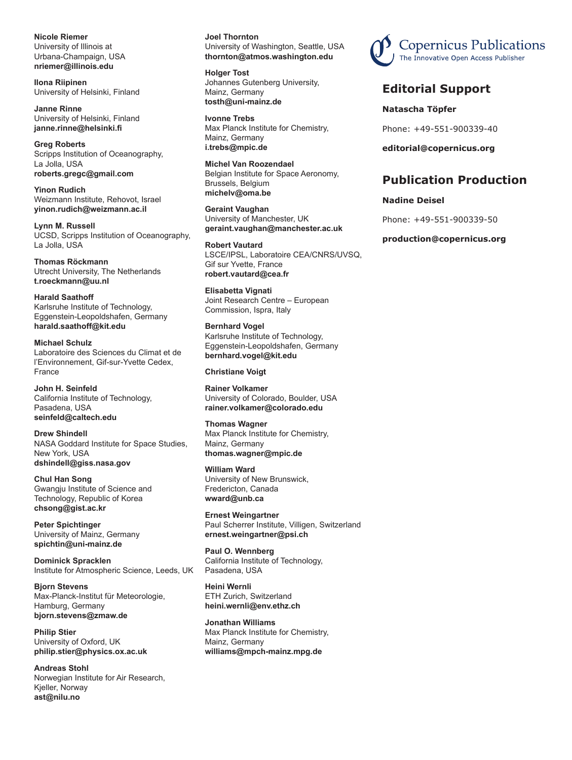**Nicole Riemer**
University of Illinois at Urbana-Champaign, USA
**nriemer@illinois.edu**

**Ilona Riipinen**
University of Helsinki, Finland

**Janne Rinne**
University of Helsinki, Finland
**janne.rinne@helsinki.fi**

**Greg Roberts**
Scripps Institution of Oceanography, La Jolla, USA
**roberts.gregc@gmail.com**

**Yinon Rudich**
Weizmann Institute, Rehovot, Israel
**yinon.rudich@weizmann.ac.il**

**Lynn M. Russell**
UCSD, Scripps Institution of Oceanography, La Jolla, USA

**Thomas Röckmann**
Utrecht University, The Netherlands
**t.roeckmann@uu.nl**

**Harald Saathoff**
Karlsruhe Institute of Technology, Eggenstein-Leopoldshafen, Germany
**harald.saathoff@kit.edu**

**Michael Schulz**
Laboratoire des Sciences du Climat et de l'Environnement, Gif-sur-Yvette Cedex, France

**John H. Seinfeld**
California Institute of Technology, Pasadena, USA
**seinfeld@caltech.edu**

**Drew Shindell**
NASA Goddard Institute for Space Studies, New York, USA
**dshindell@giss.nasa.gov**

**Chul Han Song**
Gwangju Institute of Science and Technology, Republic of Korea
**chsong@gist.ac.kr**

**Peter Spichtinger**
University of Mainz, Germany
**spichtin@uni-mainz.de**

**Dominick Spracklen**
Institute for Atmospheric Science, Leeds, UK

**Bjorn Stevens**
Max-Planck-Institut für Meteorologie, Hamburg, Germany
**bjorn.stevens@zmaw.de**

**Philip Stier**
University of Oxford, UK
**philip.stier@physics.ox.ac.uk**

**Andreas Stohl**
Norwegian Institute for Air Research, Kjeller, Norway
**ast@nilu.no**

**Joel Thornton**
University of Washington, Seattle, USA
**thornton@atmos.washington.edu**

**Holger Tost**
Johannes Gutenberg University, Mainz, Germany
**tosth@uni-mainz.de**

**Ivonne Trebs**
Max Planck Institute for Chemistry, Mainz, Germany
**i.trebs@mpic.de**

**Michel Van Roozendael**
Belgian Institute for Space Aeronomy, Brussels, Belgium
**michelv@oma.be**

**Geraint Vaughan**
University of Manchester, UK
**geraint.vaughan@manchester.ac.uk**

**Robert Vautard**
LSCE/IPSL, Laboratoire CEA/CNRS/UVSQ, Gif sur Yvette, France
**robert.vautard@cea.fr**

**Elisabetta Vignati**
Joint Research Centre – European Commission, Ispra, Italy

**Bernhard Vogel**
Karlsruhe Institute of Technology, Eggenstein-Leopoldshafen, Germany
**bernhard.vogel@kit.edu**

**Christiane Voigt**

**Rainer Volkamer**
University of Colorado, Boulder, USA
**rainer.volkamer@colorado.edu**

**Thomas Wagner**
Max Planck Institute for Chemistry, Mainz, Germany
**thomas.wagner@mpic.de**

**William Ward**
University of New Brunswick, Fredericton, Canada
**wward@unb.ca**

**Ernest Weingartner**
Paul Scherrer Institute, Villigen, Switzerland
**ernest.weingartner@psi.ch**

**Paul O. Wennberg**
California Institute of Technology, Pasadena, USA

**Heini Wernli**
ETH Zurich, Switzerland
**heini.wernli@env.ethz.ch**

**Jonathan Williams**
Max Planck Institute for Chemistry, Mainz, Germany
**williams@mpch-mainz.mpg.de**

Copernicus Publications
The Innovative Open Access Publisher

## Editorial Support

**Natascha Töpfer**

Phone: +49-551-900339-40

**editorial@copernicus.org**

## Publication Production

**Nadine Deisel**

Phone: +49-551-900339-50

**production@copernicus.org**